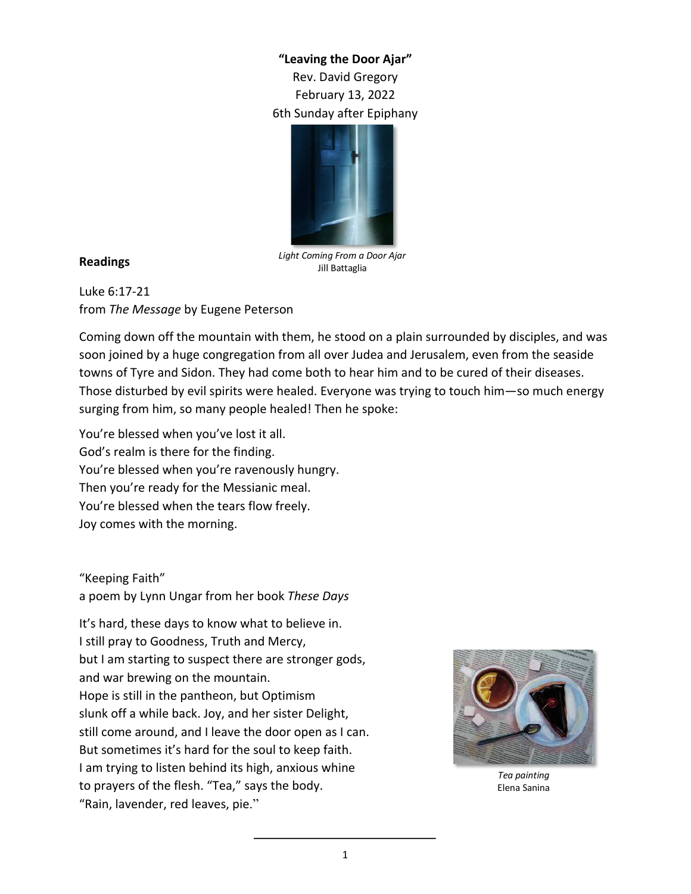**"Leaving the Door Ajar"**

Rev. David Gregory
February 13, 2022
6th Sunday after Epiphany

*Light Coming From a Door Ajar*
Jill Battaglia

**Readings**

Luke 6:17-21
from *The Message* by Eugene Peterson

Coming down off the mountain with them, he stood on a plain surrounded by disciples, and was soon joined by a huge congregation from all over Judea and Jerusalem, even from the seaside towns of Tyre and Sidon. They had come both to hear him and to be cured of their diseases. Those disturbed by evil spirits were healed. Everyone was trying to touch him—so much energy surging from him, so many people healed! Then he spoke:

You're blessed when you've lost it all.
God's realm is there for the finding.
You're blessed when you're ravenously hungry.
Then you're ready for the Messianic meal.
You're blessed when the tears flow freely.
Joy comes with the morning.

"Keeping Faith"
a poem by Lynn Ungar from her book *These Days*

It's hard, these days to know what to believe in.
I still pray to Goodness, Truth and Mercy,
but I am starting to suspect there are stronger gods,
and war brewing on the mountain.
Hope is still in the pantheon, but Optimism
slunk off a while back. Joy, and her sister Delight,
still come around, and I leave the door open as I can.
But sometimes it's hard for the soul to keep faith.
I am trying to listen behind its high, anxious whine
to prayers of the flesh. "Tea," says the body.
"Rain, lavender, red leaves, pie."

*Tea painting*
Elena Sanina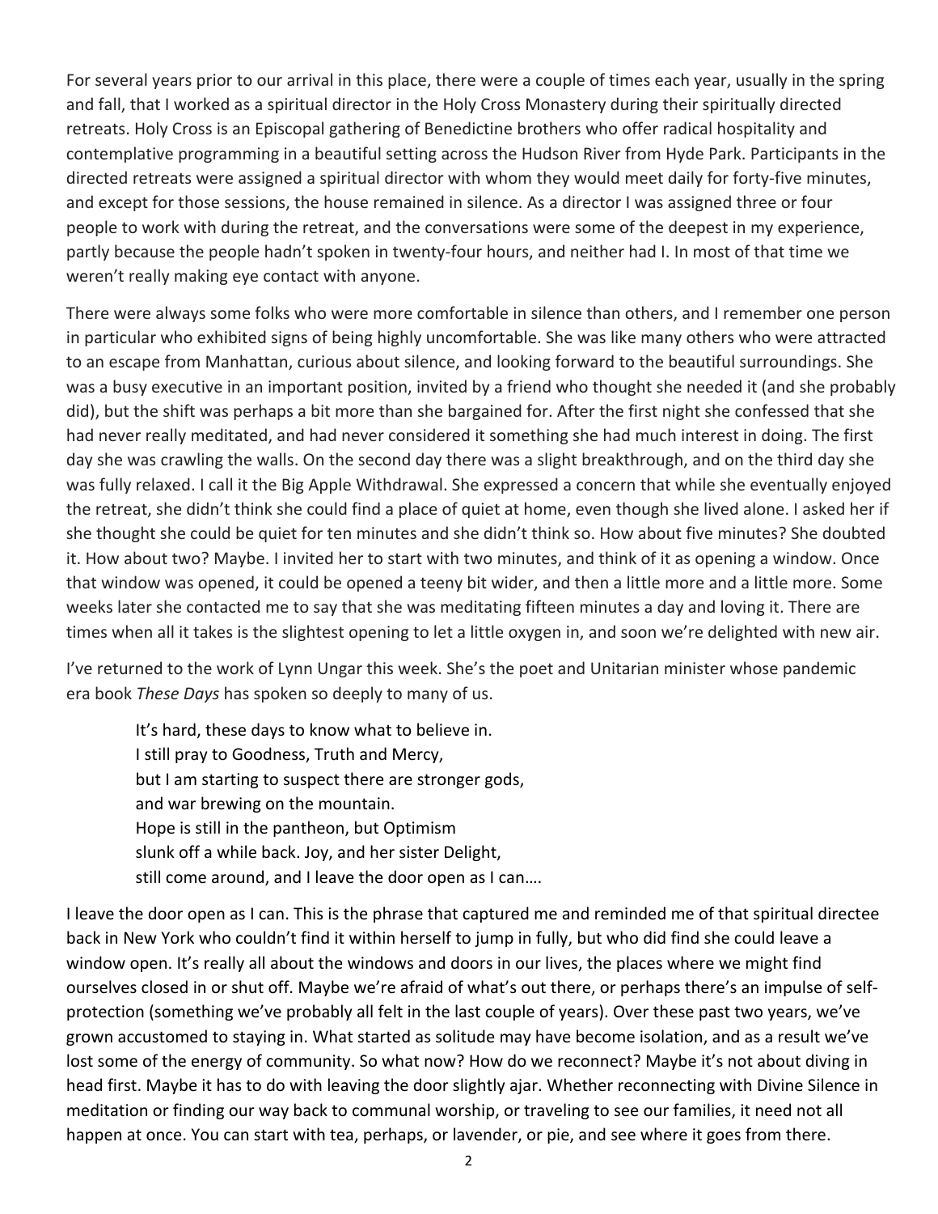For several years prior to our arrival in this place, there were a couple of times each year, usually in the spring and fall, that I worked as a spiritual director in the Holy Cross Monastery during their spiritually directed retreats. Holy Cross is an Episcopal gathering of Benedictine brothers who offer radical hospitality and contemplative programming in a beautiful setting across the Hudson River from Hyde Park. Participants in the directed retreats were assigned a spiritual director with whom they would meet daily for forty-five minutes, and except for those sessions, the house remained in silence. As a director I was assigned three or four people to work with during the retreat, and the conversations were some of the deepest in my experience, partly because the people hadn't spoken in twenty-four hours, and neither had I. In most of that time we weren't really making eye contact with anyone.

There were always some folks who were more comfortable in silence than others, and I remember one person in particular who exhibited signs of being highly uncomfortable. She was like many others who were attracted to an escape from Manhattan, curious about silence, and looking forward to the beautiful surroundings. She was a busy executive in an important position, invited by a friend who thought she needed it (and she probably did), but the shift was perhaps a bit more than she bargained for. After the first night she confessed that she had never really meditated, and had never considered it something she had much interest in doing. The first day she was crawling the walls. On the second day there was a slight breakthrough, and on the third day she was fully relaxed. I call it the Big Apple Withdrawal. She expressed a concern that while she eventually enjoyed the retreat, she didn't think she could find a place of quiet at home, even though she lived alone. I asked her if she thought she could be quiet for ten minutes and she didn't think so. How about five minutes? She doubted it. How about two? Maybe. I invited her to start with two minutes, and think of it as opening a window. Once that window was opened, it could be opened a teeny bit wider, and then a little more and a little more. Some weeks later she contacted me to say that she was meditating fifteen minutes a day and loving it. There are times when all it takes is the slightest opening to let a little oxygen in, and soon we're delighted with new air.

I've returned to the work of Lynn Ungar this week. She's the poet and Unitarian minister whose pandemic era book *These Days* has spoken so deeply to many of us.

> It's hard, these days to know what to believe in.
> I still pray to Goodness, Truth and Mercy,
> but I am starting to suspect there are stronger gods,
> and war brewing on the mountain.
> Hope is still in the pantheon, but Optimism
> slunk off a while back. Joy, and her sister Delight,
> still come around, and I leave the door open as I can….

I leave the door open as I can. This is the phrase that captured me and reminded me of that spiritual directee back in New York who couldn't find it within herself to jump in fully, but who did find she could leave a window open. It's really all about the windows and doors in our lives, the places where we might find ourselves closed in or shut off. Maybe we're afraid of what's out there, or perhaps there's an impulse of self-protection (something we've probably all felt in the last couple of years). Over these past two years, we've grown accustomed to staying in. What started as solitude may have become isolation, and as a result we've lost some of the energy of community. So what now? How do we reconnect? Maybe it's not about diving in head first. Maybe it has to do with leaving the door slightly ajar. Whether reconnecting with Divine Silence in meditation or finding our way back to communal worship, or traveling to see our families, it need not all happen at once. You can start with tea, perhaps, or lavender, or pie, and see where it goes from there.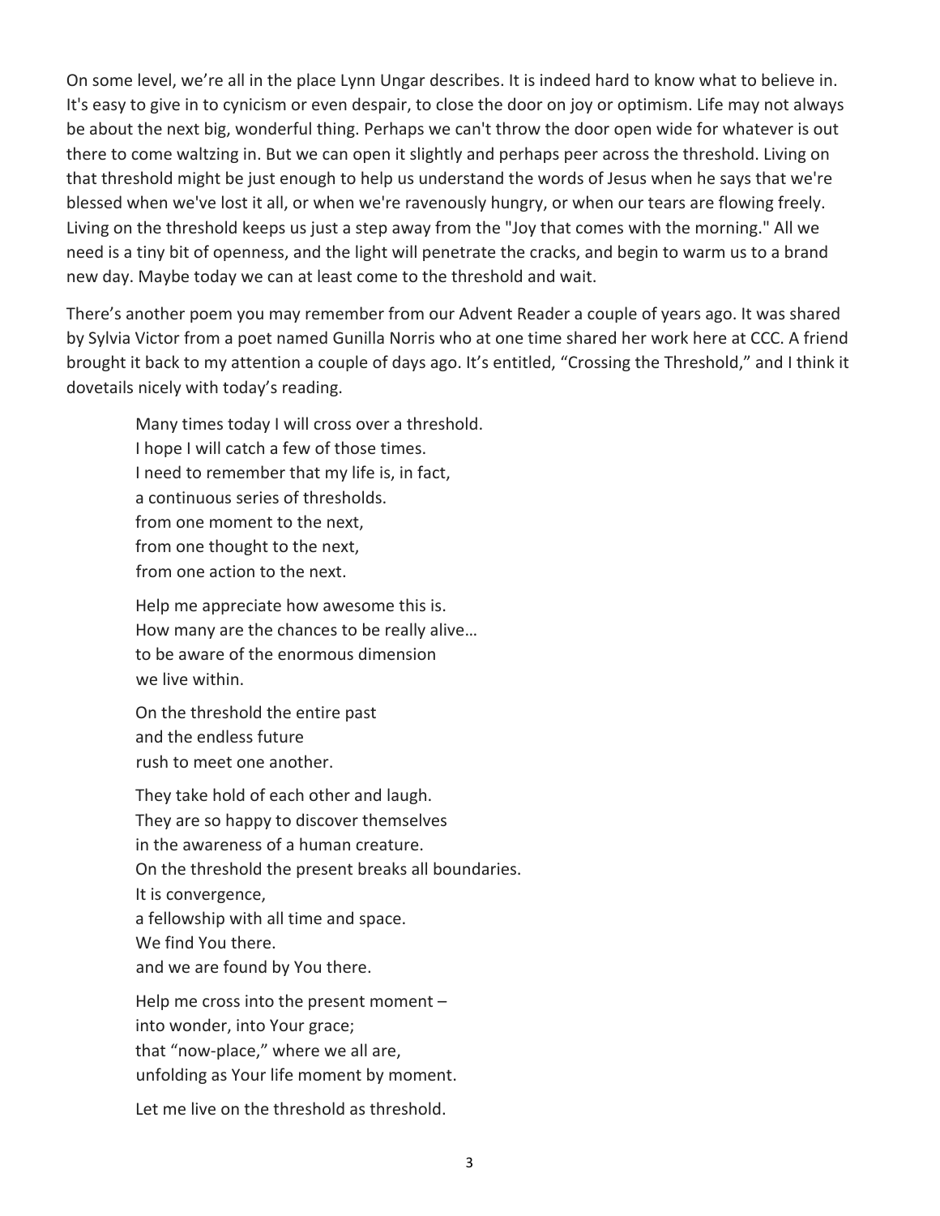On some level, we're all in the place Lynn Ungar describes. It is indeed hard to know what to believe in. It's easy to give in to cynicism or even despair, to close the door on joy or optimism. Life may not always be about the next big, wonderful thing. Perhaps we can't throw the door open wide for whatever is out there to come waltzing in. But we can open it slightly and perhaps peer across the threshold. Living on that threshold might be just enough to help us understand the words of Jesus when he says that we're blessed when we've lost it all, or when we're ravenously hungry, or when our tears are flowing freely. Living on the threshold keeps us just a step away from the "Joy that comes with the morning." All we need is a tiny bit of openness, and the light will penetrate the cracks, and begin to warm us to a brand new day. Maybe today we can at least come to the threshold and wait.

There's another poem you may remember from our Advent Reader a couple of years ago. It was shared by Sylvia Victor from a poet named Gunilla Norris who at one time shared her work here at CCC. A friend brought it back to my attention a couple of days ago. It's entitled, "Crossing the Threshold," and I think it dovetails nicely with today's reading.

> Many times today I will cross over a threshold.
> I hope I will catch a few of those times.
> I need to remember that my life is, in fact,
> a continuous series of thresholds.
> from one moment to the next,
> from one thought to the next,
> from one action to the next.
>
> Help me appreciate how awesome this is.
> How many are the chances to be really alive…
> to be aware of the enormous dimension
> we live within.
>
> On the threshold the entire past
> and the endless future
> rush to meet one another.
>
> They take hold of each other and laugh.
> They are so happy to discover themselves
> in the awareness of a human creature.
> On the threshold the present breaks all boundaries.
> It is convergence,
> a fellowship with all time and space.
> We find You there.
> and we are found by You there.
>
> Help me cross into the present moment –
> into wonder, into Your grace;
> that "now-place," where we all are,
> unfolding as Your life moment by moment.
>
> Let me live on the threshold as threshold.